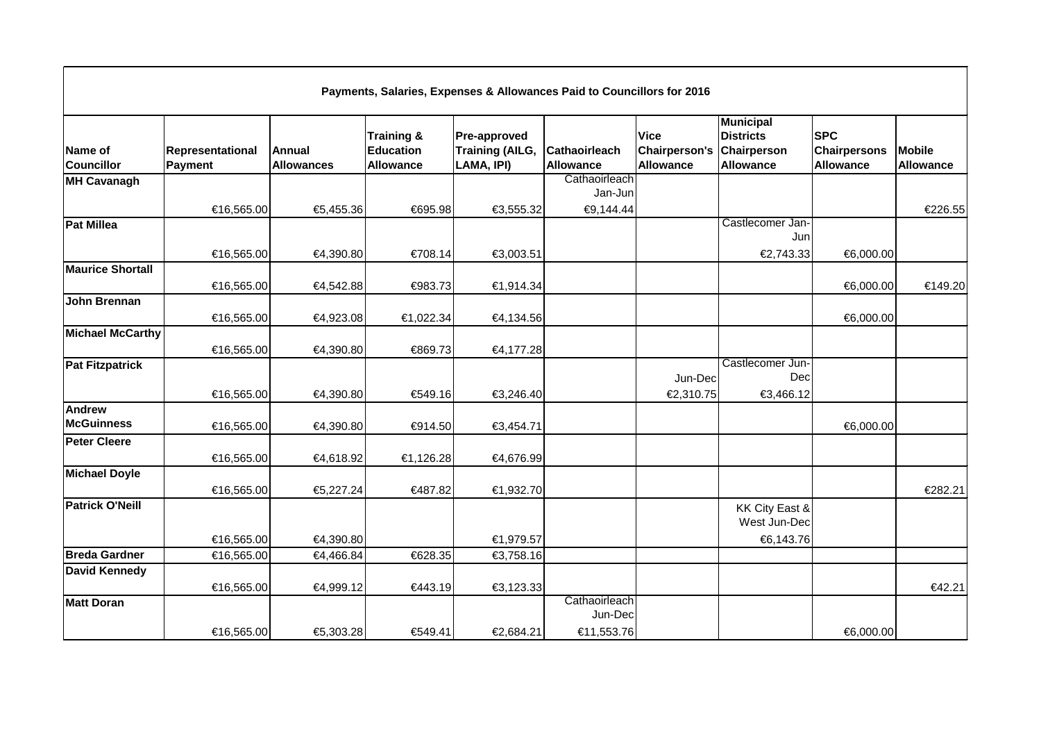**Payments, Salaries, Expenses & Allowances Paid to Councillors for 2016**

| Name of Councillor | Representational Payment | Annual Allowances | Training & Education Allowance | Pre-approved Training (AILG, LAMA, IPI) | Cathaoirleach Allowance | Vice Chairperson's Allowance | Municipal Districts Chairperson Allowance | SPC Chairpersons Allowance | Mobile Allowance |
|---|---|---|---|---|---|---|---|---|---|
| MH Cavanagh | €16,565.00 | €5,455.36 | €695.98 | €3,555.32 | Cathaoirleach Jan-Jun €9,144.44 | | | | €226.55 |
| Pat Millea | €16,565.00 | €4,390.80 | €708.14 | €3,003.51 | | | Castlecomer Jan-Jun €2,743.33 | €6,000.00 | |
| Maurice Shortall | €16,565.00 | €4,542.88 | €983.73 | €1,914.34 | | | | €6,000.00 | €149.20 |
| John Brennan | €16,565.00 | €4,923.08 | €1,022.34 | €4,134.56 | | | | €6,000.00 | |
| Michael McCarthy | €16,565.00 | €4,390.80 | €869.73 | €4,177.28 | | | | | |
| Pat Fitzpatrick | €16,565.00 | €4,390.80 | €549.16 | €3,246.40 | | Jun-Dec €2,310.75 | Castlecomer Jun-Dec €3,466.12 | | |
| Andrew McGuinness | €16,565.00 | €4,390.80 | €914.50 | €3,454.71 | | | | €6,000.00 | |
| Peter Cleere | €16,565.00 | €4,618.92 | €1,126.28 | €4,676.99 | | | | | |
| Michael Doyle | €16,565.00 | €5,227.24 | €487.82 | €1,932.70 | | | | | €282.21 |
| Patrick O'Neill | €16,565.00 | €4,390.80 | | €1,979.57 | | | KK City East & West Jun-Dec €6,143.76 | | |
| Breda Gardner | €16,565.00 | €4,466.84 | €628.35 | €3,758.16 | | | | | |
| David Kennedy | €16,565.00 | €4,999.12 | €443.19 | €3,123.33 | | | | | €42.21 |
| Matt Doran | €16,565.00 | €5,303.28 | €549.41 | €2,684.21 | Cathaoirleach Jun-Dec €11,553.76 | | | €6,000.00 | |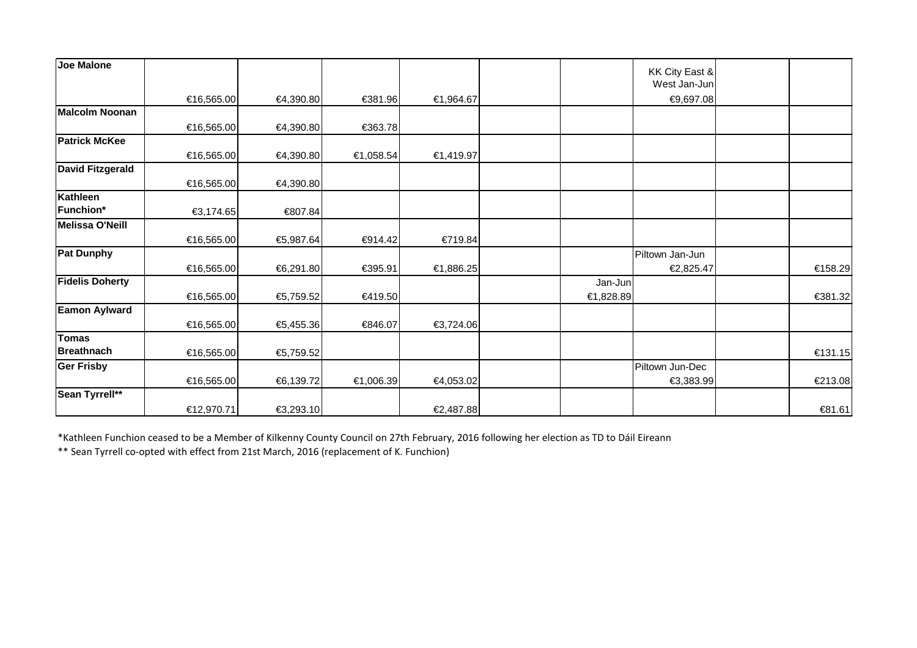| | | | | | | | | | |
|---|---|---|---|---|---|---|---|---|---|
| **Joe Malone** | €16,565.00 | €4,390.80 | €381.96 | €1,964.67 | | | KK City East & West Jan-Jun €9,697.08 | | |
| **Malcolm Noonan** | €16,565.00 | €4,390.80 | €363.78 | | | | | | |
| **Patrick McKee** | €16,565.00 | €4,390.80 | €1,058.54 | €1,419.97 | | | | | |
| **David Fitzgerald** | €16,565.00 | €4,390.80 | | | | | | | |
| **Kathleen Funchion*** | €3,174.65 | €807.84 | | | | | | | |
| **Melissa O'Neill** | €16,565.00 | €5,987.64 | €914.42 | €719.84 | | | | | |
| **Pat Dunphy** | €16,565.00 | €6,291.80 | €395.91 | €1,886.25 | | | Piltown Jan-Jun €2,825.47 | | €158.29 |
| **Fidelis Doherty** | €16,565.00 | €5,759.52 | €419.50 | | | Jan-Jun €1,828.89 | | | €381.32 |
| **Eamon Aylward** | €16,565.00 | €5,455.36 | €846.07 | €3,724.06 | | | | | |
| **Tomas Breathnach** | €16,565.00 | €5,759.52 | | | | | | | €131.15 |
| **Ger Frisby** | €16,565.00 | €6,139.72 | €1,006.39 | €4,053.02 | | | Piltown Jun-Dec €3,383.99 | | €213.08 |
| **Sean Tyrrell**** | €12,970.71 | €3,293.10 | | €2,487.88 | | | | | €81.61 |

*Kathleen Funchion ceased to be a Member of Kilkenny County Council on 27th February, 2016 following her election as TD to Dáil Eireann

** Sean Tyrrell co-opted with effect from 21st March, 2016 (replacement of K. Funchion)